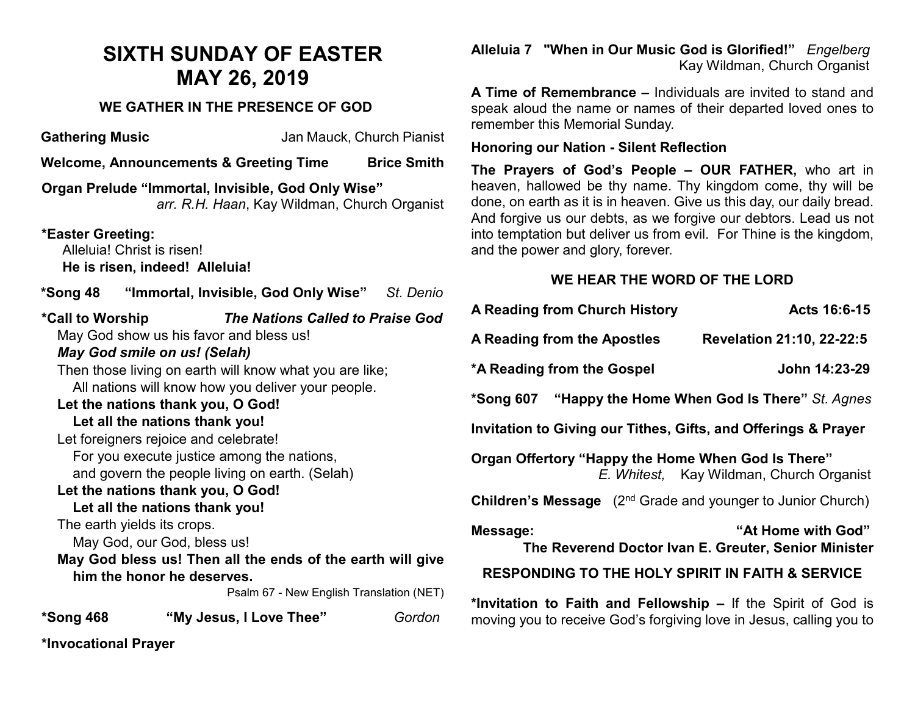# SIXTH SUNDAY OF EASTER
# MAY 26, 2019

## WE GATHER IN THE PRESENCE OF GOD

**Gathering Music** Jan Mauck, Church Pianist

**Welcome, Announcements & Greeting Time** **Brice Smith**

**Organ Prelude "Immortal, Invisible, God Only Wise"**
*arr. R.H. Haan*, Kay Wildman, Church Organist

**\*Easter Greeting:**
Alleluia! Christ is risen!
**He is risen, indeed! Alleluia!**

**\*Song 48 "Immortal, Invisible, God Only Wise"** *St. Denio*

**\*Call to Worship** ***The Nations Called to Praise God***

May God show us his favor and bless us!
***May God smile on us! (Selah)***
Then those living on earth will know what you are like;
All nations will know how you deliver your people.
**Let the nations thank you, O God!**
**Let all the nations thank you!**
Let foreigners rejoice and celebrate!
For you execute justice among the nations,
and govern the people living on earth. (Selah)
**Let the nations thank you, O God!**
**Let all the nations thank you!**
The earth yields its crops.
May God, our God, bless us!
**May God bless us! Then all the ends of the earth will give him the honor he deserves.**

Psalm 67 - New English Translation (NET)

**\*Song 468 "My Jesus, I Love Thee"** *Gordon*

**\*Invocational Prayer**

**Alleluia 7 "When in Our Music God is Glorified!"** *Engelberg*
Kay Wildman, Church Organist

**A Time of Remembrance –** Individuals are invited to stand and speak aloud the name or names of their departed loved ones to remember this Memorial Sunday.

**Honoring our Nation - Silent Reflection**

**The Prayers of God's People – OUR FATHER,** who art in heaven, hallowed be thy name. Thy kingdom come, thy will be done, on earth as it is in heaven. Give us this day, our daily bread. And forgive us our debts, as we forgive our debtors. Lead us not into temptation but deliver us from evil. For Thine is the kingdom, and the power and glory, forever.

## WE HEAR THE WORD OF THE LORD

**A Reading from Church History** **Acts 16:6-15**

**A Reading from the Apostles** **Revelation 21:10, 22-22:5**

**\*A Reading from the Gospel** **John 14:23-29**

**\*Song 607 "Happy the Home When God Is There"** *St. Agnes*

**Invitation to Giving our Tithes, Gifts, and Offerings & Prayer**

**Organ Offertory "Happy the Home When God Is There"**
*E. Whitest,* Kay Wildman, Church Organist

**Children's Message** (2nd Grade and younger to Junior Church)

**Message:** **"At Home with God"**
**The Reverend Doctor Ivan E. Greuter, Senior Minister**

## RESPONDING TO THE HOLY SPIRIT IN FAITH & SERVICE

**\*Invitation to Faith and Fellowship –** If the Spirit of God is moving you to receive God's forgiving love in Jesus, calling you to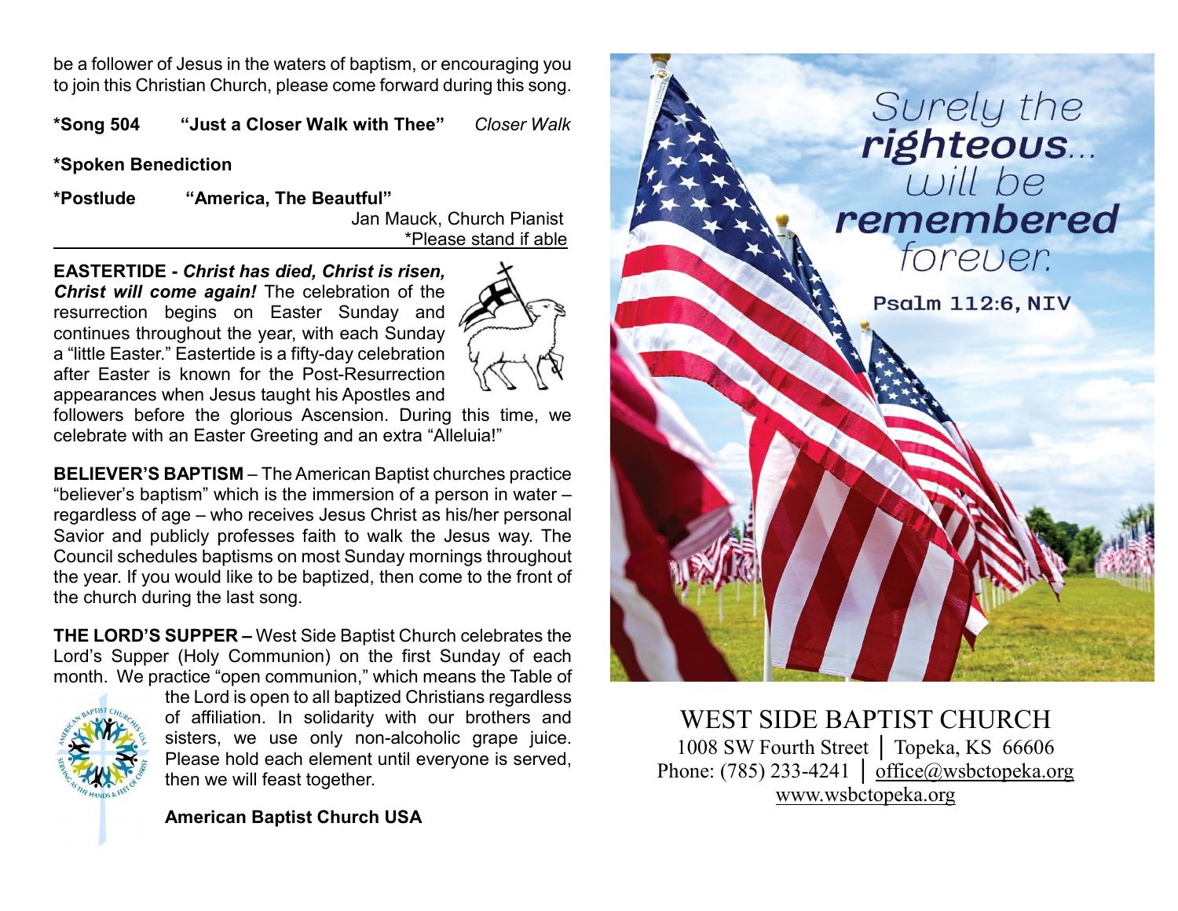be a follower of Jesus in the waters of baptism, or encouraging you to join this Christian Church, please come forward during this song.

**\*Song 504** **"Just a Closer Walk with Thee"** *Closer Walk*

**\*Spoken Benediction**

**\*Postlude** **"America, The Beautiful"**
Jan Mauck, Church Pianist
\*Please stand if able

---

**EASTERTIDE -** ***Christ has died, Christ is risen, Christ will come again!*** The celebration of the resurrection begins on Easter Sunday and continues throughout the year, with each Sunday a "little Easter." Eastertide is a fifty-day celebration after Easter is known for the Post-Resurrection appearances when Jesus taught his Apostles and followers before the glorious Ascension. During this time, we celebrate with an Easter Greeting and an extra "Alleluia!"

**BELIEVER'S BAPTISM** – The American Baptist churches practice "believer's baptism" which is the immersion of a person in water – regardless of age – who receives Jesus Christ as his/her personal Savior and publicly professes faith to walk the Jesus way. The Council schedules baptisms on most Sunday mornings throughout the year. If you would like to be baptized, then come to the front of the church during the last song.

**THE LORD'S SUPPER –** West Side Baptist Church celebrates the Lord's Supper (Holy Communion) on the first Sunday of each month. We practice "open communion," which means the Table of the Lord is open to all baptized Christians regardless of affiliation. In solidarity with our brothers and sisters, we use only non-alcoholic grape juice. Please hold each element until everyone is served, then we will feast together.

AMERICAN BAPTIST CHURCHES USA
SERVING AS THE HANDS & FEET OF CHRIST

**American Baptist Church USA**

Surely the ***righteous***... will be ***remembered*** forever.

**Psalm 112:6, NIV**

WEST SIDE BAPTIST CHURCH
1008 SW Fourth Street | Topeka, KS 66606
Phone: (785) 233-4241 | office@wsbctopeka.org
www.wsbctopeka.org